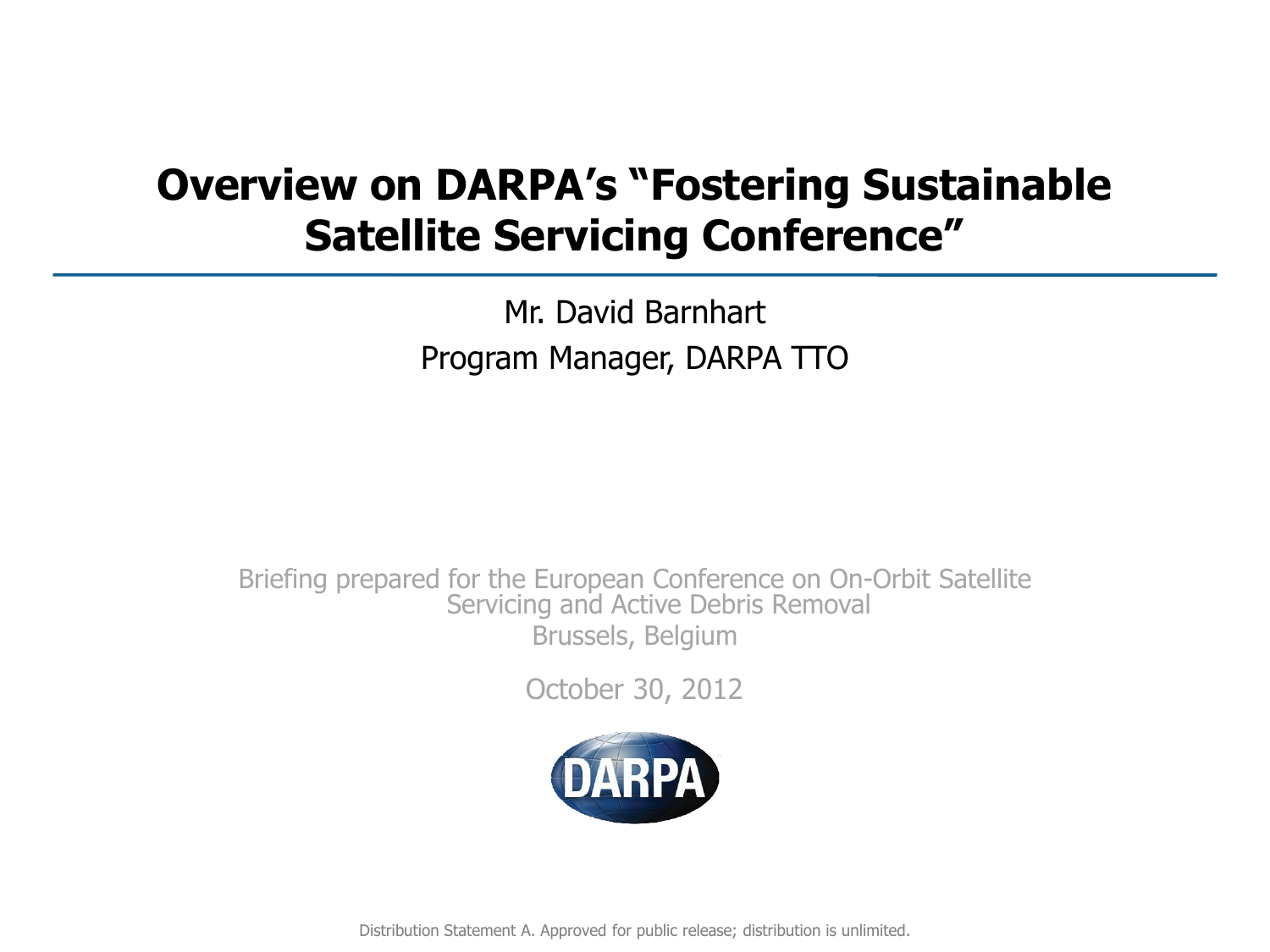# Overview on DARPA's "Fostering Sustainable Satellite Servicing Conference"

Mr. David Barnhart

Program Manager, DARPA TTO

Briefing prepared for the European Conference on On-Orbit Satellite Servicing and Active Debris Removal

Brussels, Belgium

October 30, 2012

Distribution Statement A. Approved for public release; distribution is unlimited.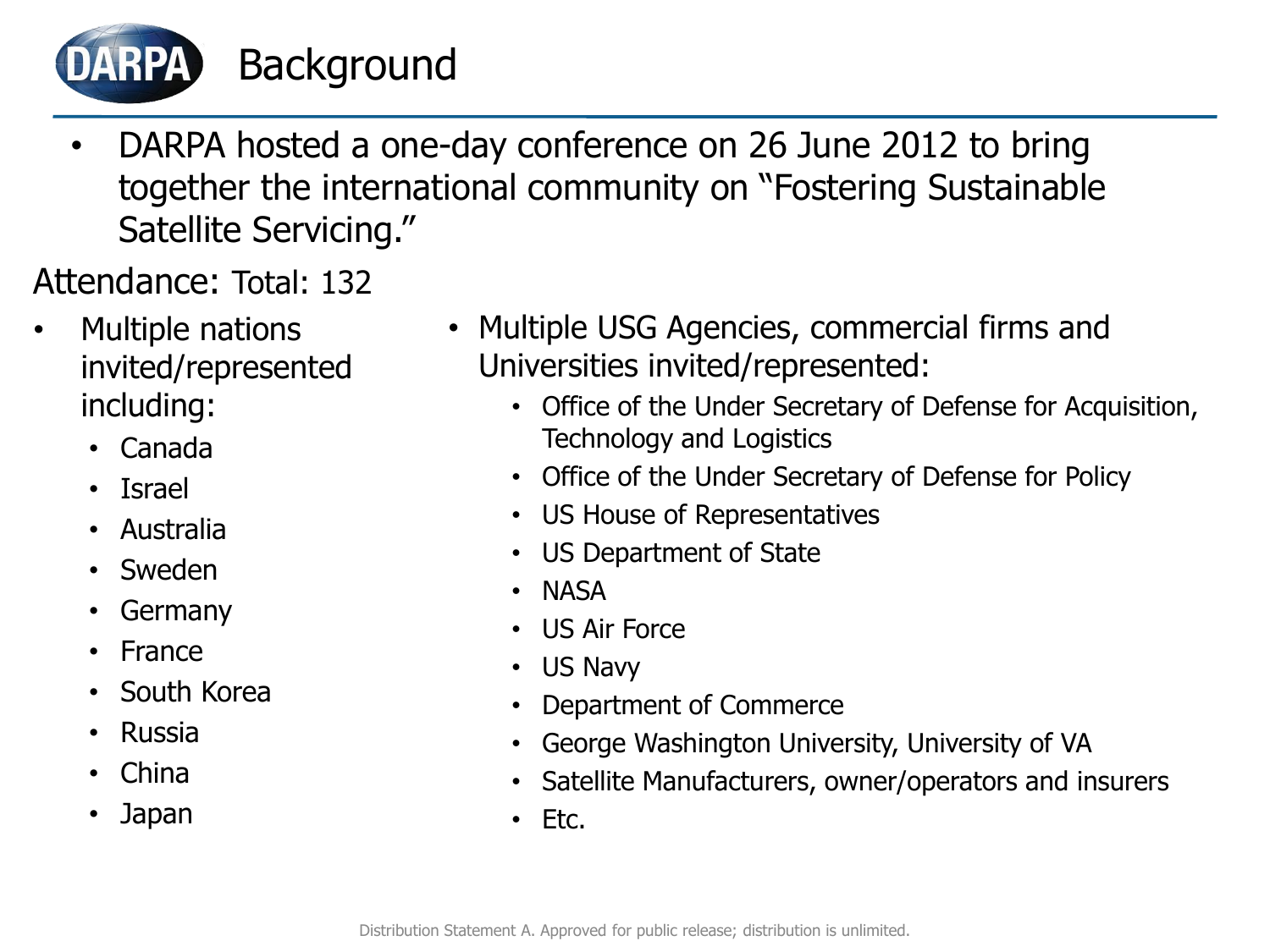# Background

- DARPA hosted a one-day conference on 26 June 2012 to bring together the international community on "Fostering Sustainable Satellite Servicing."

Attendance: Total: 132

- Multiple nations invited/represented including:
  - Canada
  - Israel
  - Australia
  - Sweden
  - Germany
  - France
  - South Korea
  - Russia
  - China
  - Japan

- Multiple USG Agencies, commercial firms and Universities invited/represented:
  - Office of the Under Secretary of Defense for Acquisition, Technology and Logistics
  - Office of the Under Secretary of Defense for Policy
  - US House of Representatives
  - US Department of State
  - NASA
  - US Air Force
  - US Navy
  - Department of Commerce
  - George Washington University, University of VA
  - Satellite Manufacturers, owner/operators and insurers
  - Etc.

Distribution Statement A. Approved for public release; distribution is unlimited.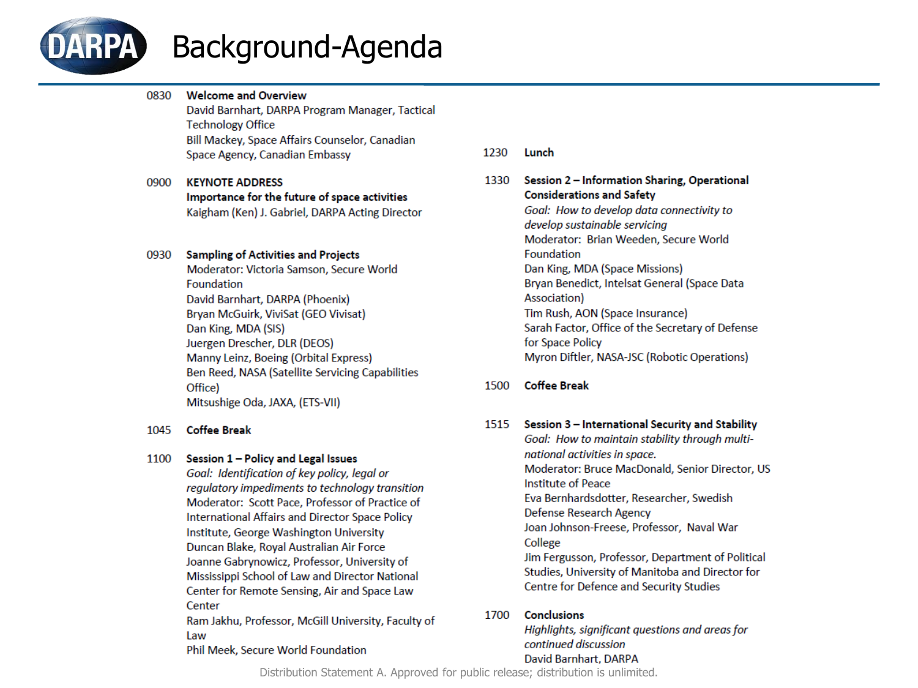# Background-Agenda

**0830 Welcome and Overview**
David Barnhart, DARPA Program Manager, Tactical Technology Office
Bill Mackey, Space Affairs Counselor, Canadian Space Agency, Canadian Embassy

**0900 KEYNOTE ADDRESS**
**Importance for the future of space activities**
Kaigham (Ken) J. Gabriel, DARPA Acting Director

**0930 Sampling of Activities and Projects**
Moderator: Victoria Samson, Secure World Foundation
David Barnhart, DARPA (Phoenix)
Bryan McGuirk, ViviSat (GEO Vivisat)
Dan King, MDA (SIS)
Juergen Drescher, DLR (DEOS)
Manny Leinz, Boeing (Orbital Express)
Ben Reed, NASA (Satellite Servicing Capabilities Office)
Mitsushige Oda, JAXA, (ETS-VII)

**1045 Coffee Break**

**1100 Session 1 – Policy and Legal Issues**
*Goal: Identification of key policy, legal or regulatory impediments to technology transition*
Moderator: Scott Pace, Professor of Practice of International Affairs and Director Space Policy Institute, George Washington University
Duncan Blake, Royal Australian Air Force
Joanne Gabrynowicz, Professor, University of Mississippi School of Law and Director National Center for Remote Sensing, Air and Space Law Center
Ram Jakhu, Professor, McGill University, Faculty of Law
Phil Meek, Secure World Foundation

**1230 Lunch**

**1330 Session 2 – Information Sharing, Operational Considerations and Safety**
*Goal: How to develop data connectivity to develop sustainable servicing*
Moderator: Brian Weeden, Secure World Foundation
Dan King, MDA (Space Missions)
Bryan Benedict, Intelsat General (Space Data Association)
Tim Rush, AON (Space Insurance)
Sarah Factor, Office of the Secretary of Defense for Space Policy
Myron Diftler, NASA-JSC (Robotic Operations)

**1500 Coffee Break**

**1515 Session 3 – International Security and Stability**
*Goal: How to maintain stability through multi-national activities in space.*
Moderator: Bruce MacDonald, Senior Director, US Institute of Peace
Eva Bernhardsdotter, Researcher, Swedish Defense Research Agency
Joan Johnson-Freese, Professor, Naval War College
Jim Fergusson, Professor, Department of Political Studies, University of Manitoba and Director for Centre for Defence and Security Studies

**1700 Conclusions**
*Highlights, significant questions and areas for continued discussion*
David Barnhart, DARPA

Distribution Statement A. Approved for public release; distribution is unlimited.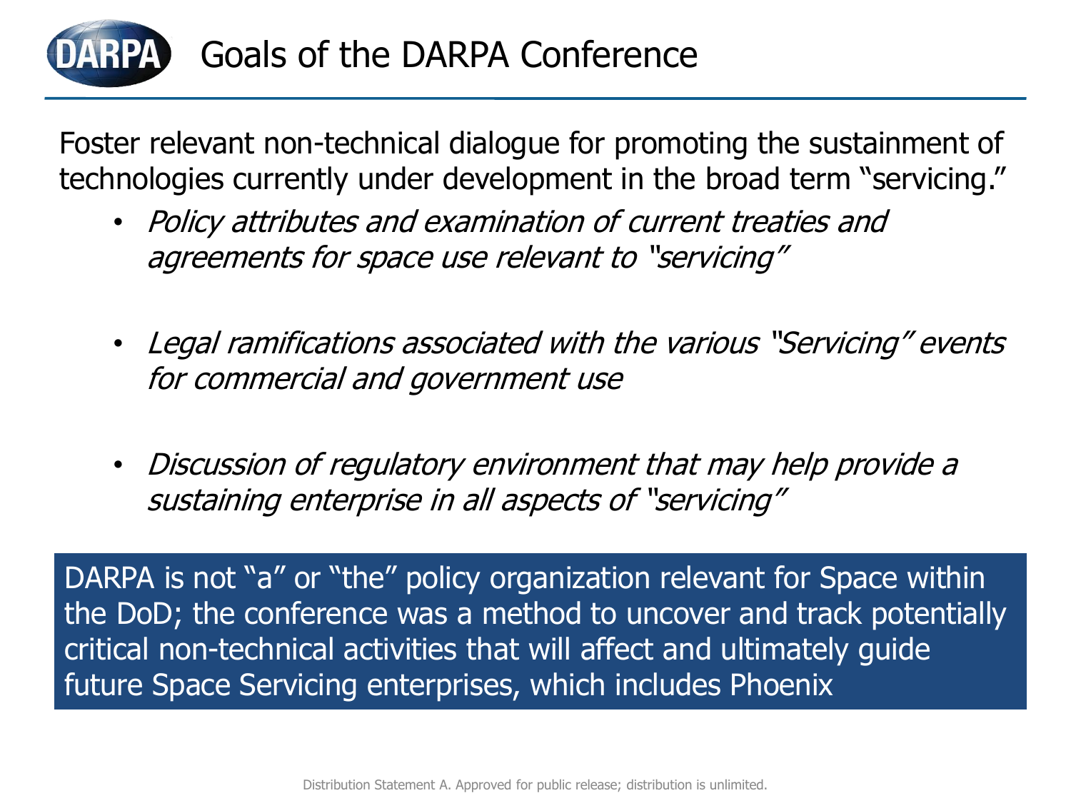# Goals of the DARPA Conference

Foster relevant non-technical dialogue for promoting the sustainment of technologies currently under development in the broad term "servicing."

- *Policy attributes and examination of current treaties and agreements for space use relevant to "servicing"*
- *Legal ramifications associated with the various "Servicing" events for commercial and government use*
- *Discussion of regulatory environment that may help provide a sustaining enterprise in all aspects of "servicing"*

DARPA is not "a" or "the" policy organization relevant for Space within the DoD; the conference was a method to uncover and track potentially critical non-technical activities that will affect and ultimately guide future Space Servicing enterprises, which includes Phoenix

Distribution Statement A. Approved for public release; distribution is unlimited.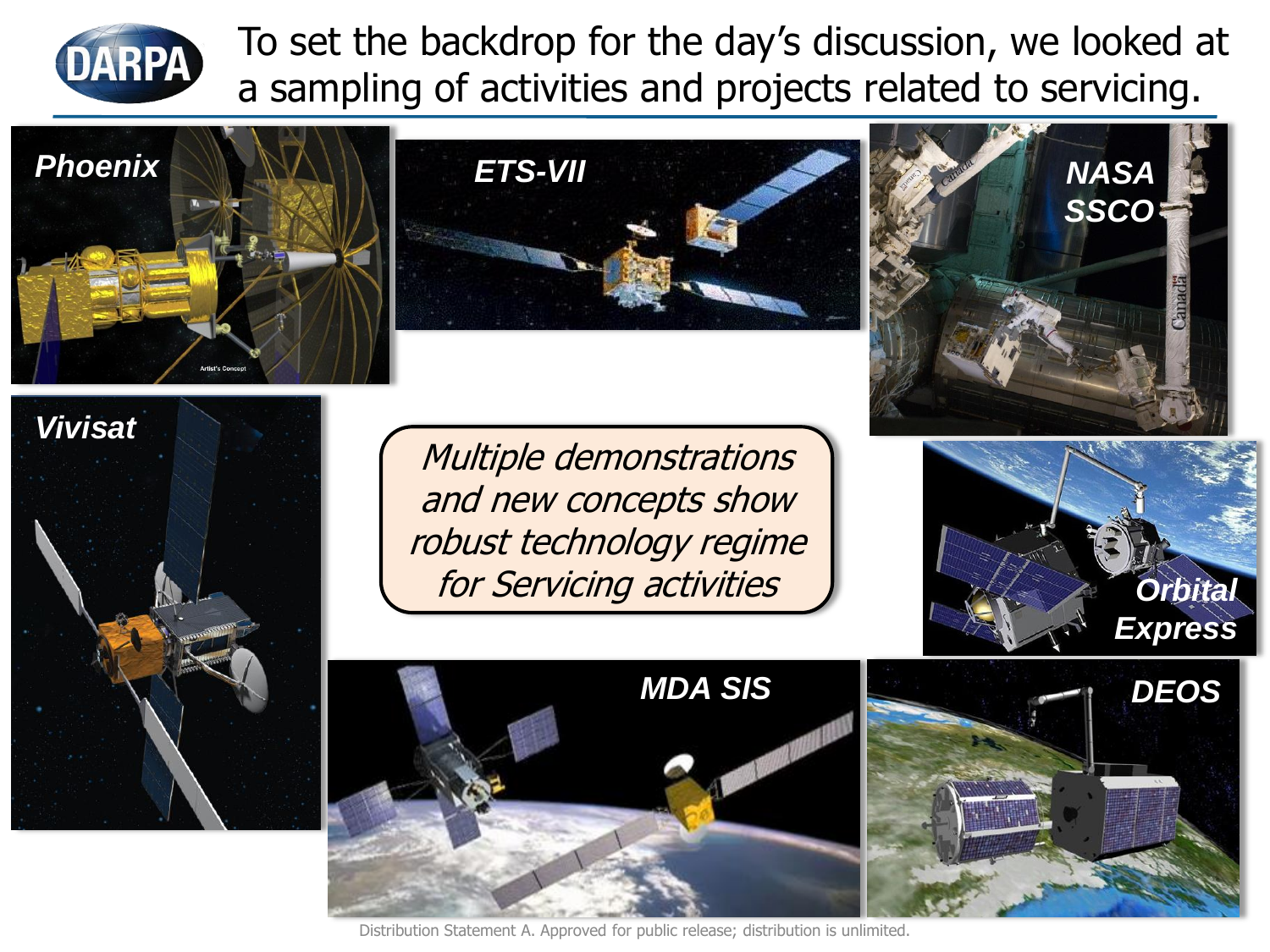# To set the backdrop for the day's discussion, we looked at a sampling of activities and projects related to servicing.

Phoenix

ETS-VII

NASA SSCO

Vivisat

*Multiple demonstrations and new concepts show robust technology regime for Servicing activities*

Orbital Express

MDA SIS

DEOS

Distribution Statement A. Approved for public release; distribution is unlimited.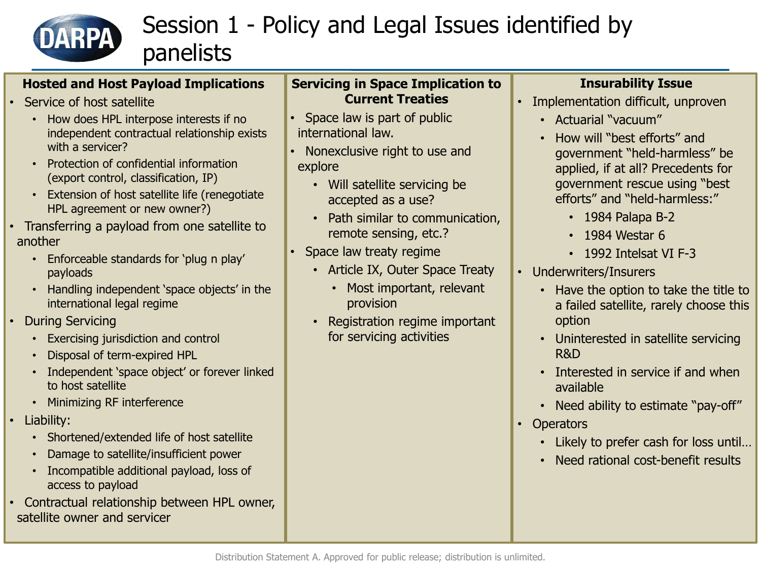# Session 1 - Policy and Legal Issues identified by panelists

## Hosted and Host Payload Implications

- Service of host satellite
  - How does HPL interpose interests if no independent contractual relationship exists with a servicer?
  - Protection of confidential information (export control, classification, IP)
  - Extension of host satellite life (renegotiate HPL agreement or new owner?)
- Transferring a payload from one satellite to another
  - Enforceable standards for 'plug n play' payloads
  - Handling independent 'space objects' in the international legal regime
- During Servicing
  - Exercising jurisdiction and control
  - Disposal of term-expired HPL
  - Independent 'space object' or forever linked to host satellite
  - Minimizing RF interference
- Liability:
  - Shortened/extended life of host satellite
  - Damage to satellite/insufficient power
  - Incompatible additional payload, loss of access to payload
- Contractual relationship between HPL owner, satellite owner and servicer

## Servicing in Space Implication to Current Treaties

- Space law is part of public international law.
- Nonexclusive right to use and explore
  - Will satellite servicing be accepted as a use?
  - Path similar to communication, remote sensing, etc.?
- Space law treaty regime
  - Article IX, Outer Space Treaty
    - Most important, relevant provision
  - Registration regime important for servicing activities

## Insurability Issue

- Implementation difficult, unproven
  - Actuarial "vacuum"
  - How will "best efforts" and government "held-harmless" be applied, if at all? Precedents for government rescue using "best efforts" and "held-harmless:"
    - 1984 Palapa B-2
    - 1984 Westar 6
    - 1992 Intelsat VI F-3
- Underwriters/Insurers
  - Have the option to take the title to a failed satellite, rarely choose this option
  - Uninterested in satellite servicing R&D
  - Interested in service if and when available
  - Need ability to estimate "pay-off"
- Operators
  - Likely to prefer cash for loss until…
  - Need rational cost-benefit results

Distribution Statement A. Approved for public release; distribution is unlimited.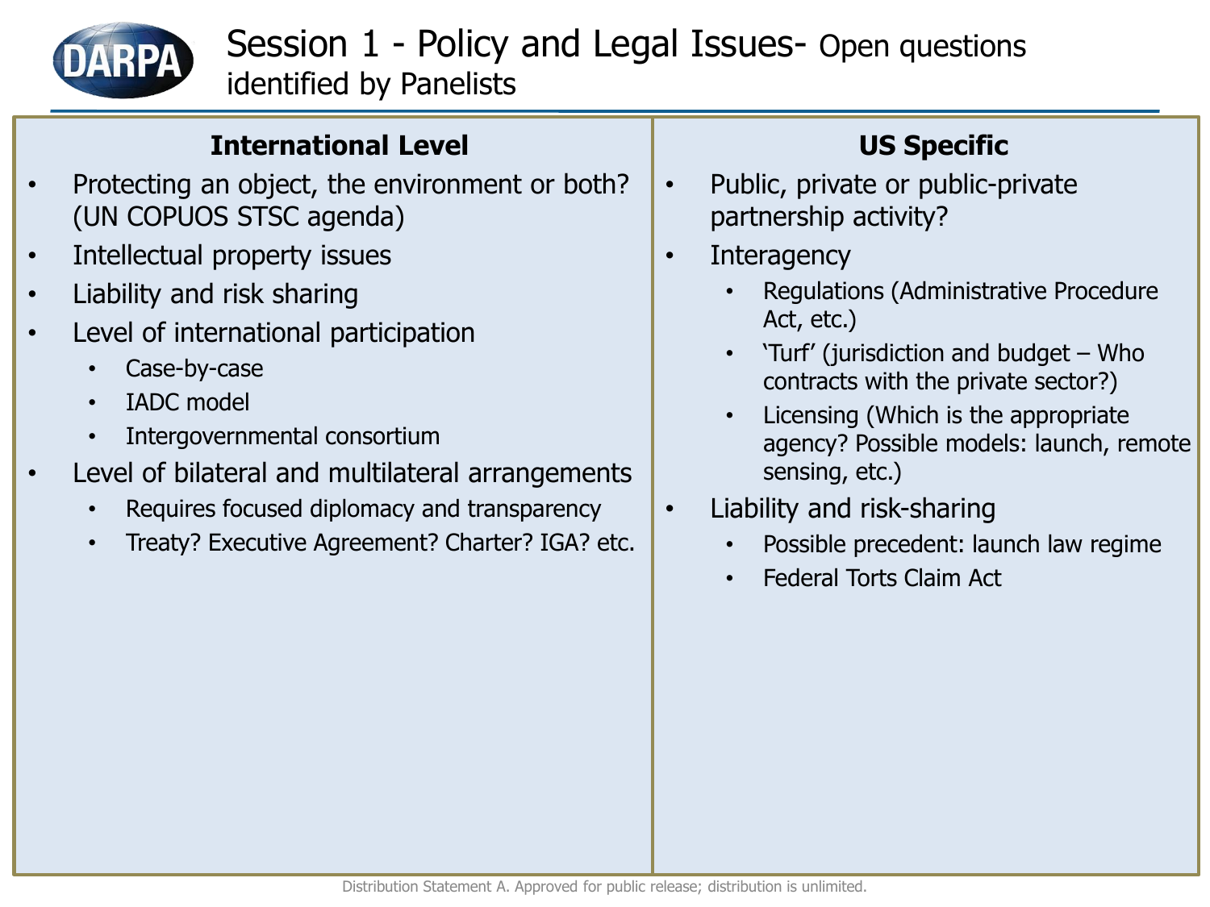# Session 1 - Policy and Legal Issues- Open questions identified by Panelists

## International Level

- Protecting an object, the environment or both? (UN COPUOS STSC agenda)
- Intellectual property issues
- Liability and risk sharing
- Level of international participation
  - Case-by-case
  - IADC model
  - Intergovernmental consortium
- Level of bilateral and multilateral arrangements
  - Requires focused diplomacy and transparency
  - Treaty? Executive Agreement? Charter? IGA? etc.

## US Specific

- Public, private or public-private partnership activity?
- Interagency
  - Regulations (Administrative Procedure Act, etc.)
  - 'Turf' (jurisdiction and budget – Who contracts with the private sector?)
  - Licensing (Which is the appropriate agency? Possible models: launch, remote sensing, etc.)
- Liability and risk-sharing
  - Possible precedent: launch law regime
  - Federal Torts Claim Act

Distribution Statement A. Approved for public release; distribution is unlimited.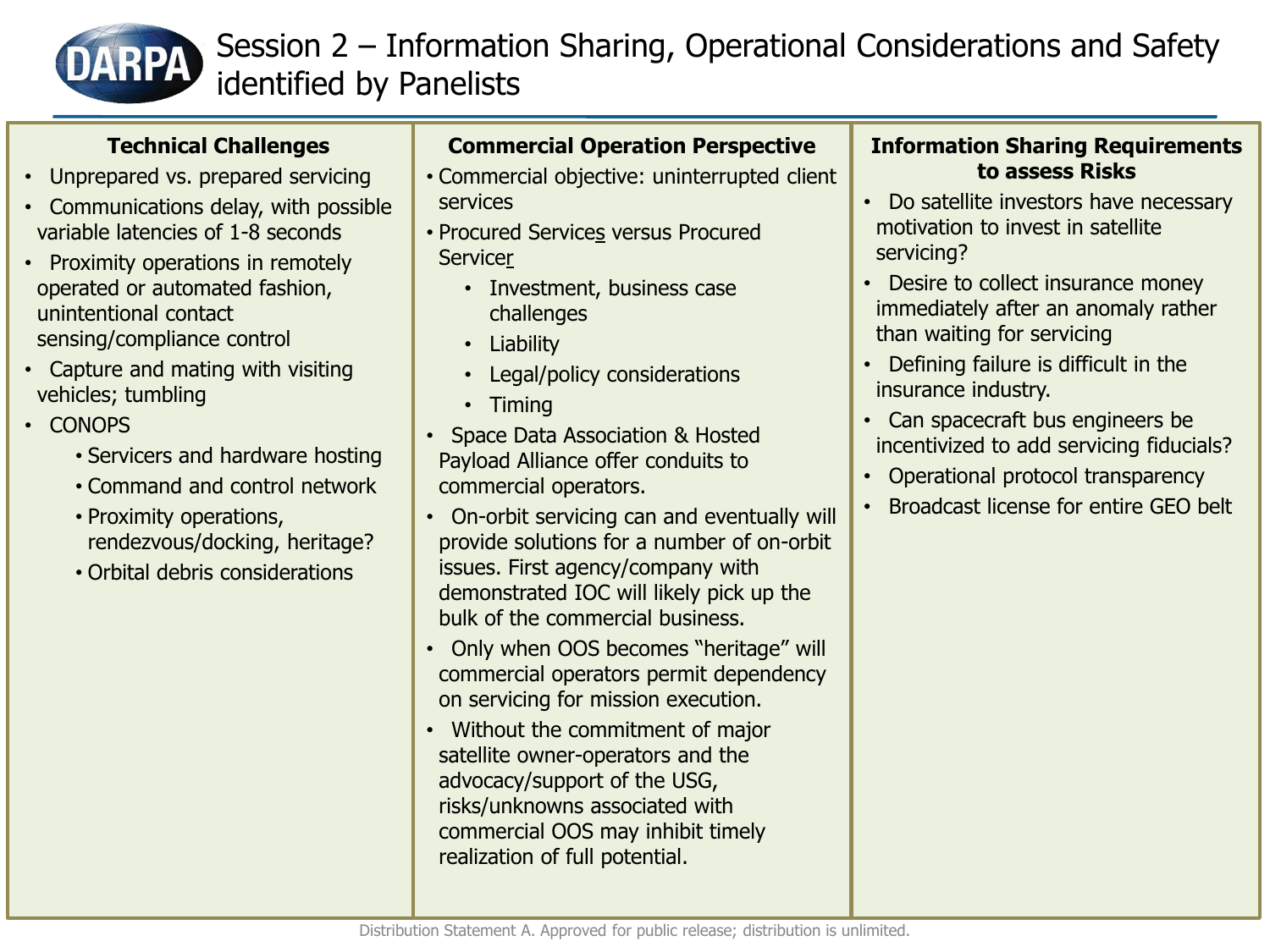# Session 2 – Information Sharing, Operational Considerations and Safety identified by Panelists

## Technical Challenges

- Unprepared vs. prepared servicing
- Communications delay, with possible variable latencies of 1-8 seconds
- Proximity operations in remotely operated or automated fashion, unintentional contact sensing/compliance control
- Capture and mating with visiting vehicles; tumbling
- CONOPS
  - Servicers and hardware hosting
  - Command and control network
  - Proximity operations, rendezvous/docking, heritage?
  - Orbital debris considerations

## Commercial Operation Perspective

- Commercial objective: uninterrupted client services
- Procured Service<u>s</u> versus Procured Service<u>r</u>
  - Investment, business case challenges
  - Liability
  - Legal/policy considerations
  - Timing
- Space Data Association & Hosted Payload Alliance offer conduits to commercial operators.
- On-orbit servicing can and eventually will provide solutions for a number of on-orbit issues. First agency/company with demonstrated IOC will likely pick up the bulk of the commercial business.
- Only when OOS becomes "heritage" will commercial operators permit dependency on servicing for mission execution.
- Without the commitment of major satellite owner-operators and the advocacy/support of the USG, risks/unknowns associated with commercial OOS may inhibit timely realization of full potential.

## Information Sharing Requirements to assess Risks

- Do satellite investors have necessary motivation to invest in satellite servicing?
- Desire to collect insurance money immediately after an anomaly rather than waiting for servicing
- Defining failure is difficult in the insurance industry.
- Can spacecraft bus engineers be incentivized to add servicing fiducials?
- Operational protocol transparency
- Broadcast license for entire GEO belt

Distribution Statement A. Approved for public release; distribution is unlimited.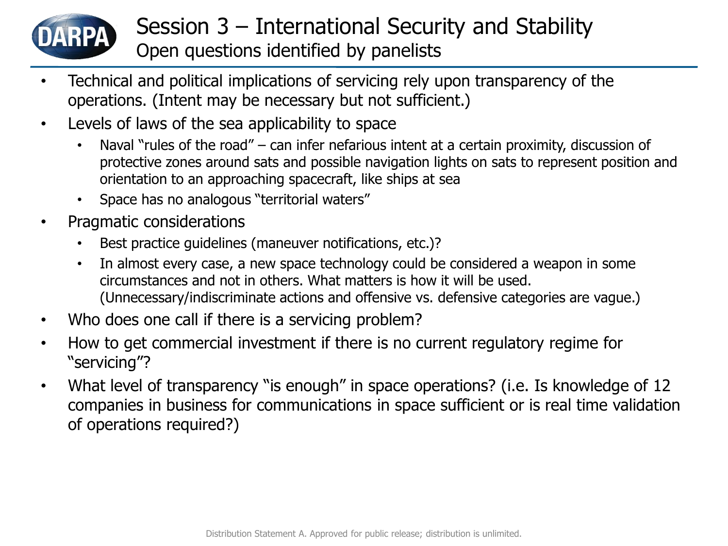# Session 3 – International Security and Stability

## Open questions identified by panelists

- Technical and political implications of servicing rely upon transparency of the operations. (Intent may be necessary but not sufficient.)
- Levels of laws of the sea applicability to space
  - Naval "rules of the road" – can infer nefarious intent at a certain proximity, discussion of protective zones around sats and possible navigation lights on sats to represent position and orientation to an approaching spacecraft, like ships at sea
  - Space has no analogous "territorial waters"
- Pragmatic considerations
  - Best practice guidelines (maneuver notifications, etc.)?
  - In almost every case, a new space technology could be considered a weapon in some circumstances and not in others. What matters is how it will be used. (Unnecessary/indiscriminate actions and offensive vs. defensive categories are vague.)
- Who does one call if there is a servicing problem?
- How to get commercial investment if there is no current regulatory regime for "servicing"?
- What level of transparency "is enough" in space operations? (i.e. Is knowledge of 12 companies in business for communications in space sufficient or is real time validation of operations required?)

Distribution Statement A. Approved for public release; distribution is unlimited.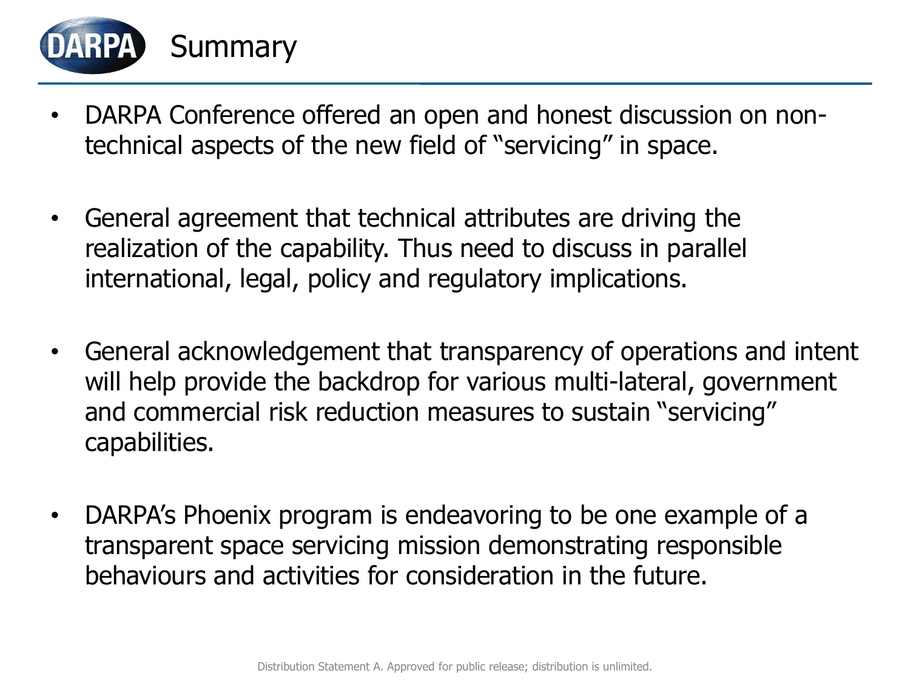# Summary

- DARPA Conference offered an open and honest discussion on non-technical aspects of the new field of "servicing" in space.

- General agreement that technical attributes are driving the realization of the capability. Thus need to discuss in parallel international, legal, policy and regulatory implications.

- General acknowledgement that transparency of operations and intent will help provide the backdrop for various multi-lateral, government and commercial risk reduction measures to sustain "servicing" capabilities.

- DARPA's Phoenix program is endeavoring to be one example of a transparent space servicing mission demonstrating responsible behaviours and activities for consideration in the future.

Distribution Statement A. Approved for public release; distribution is unlimited.